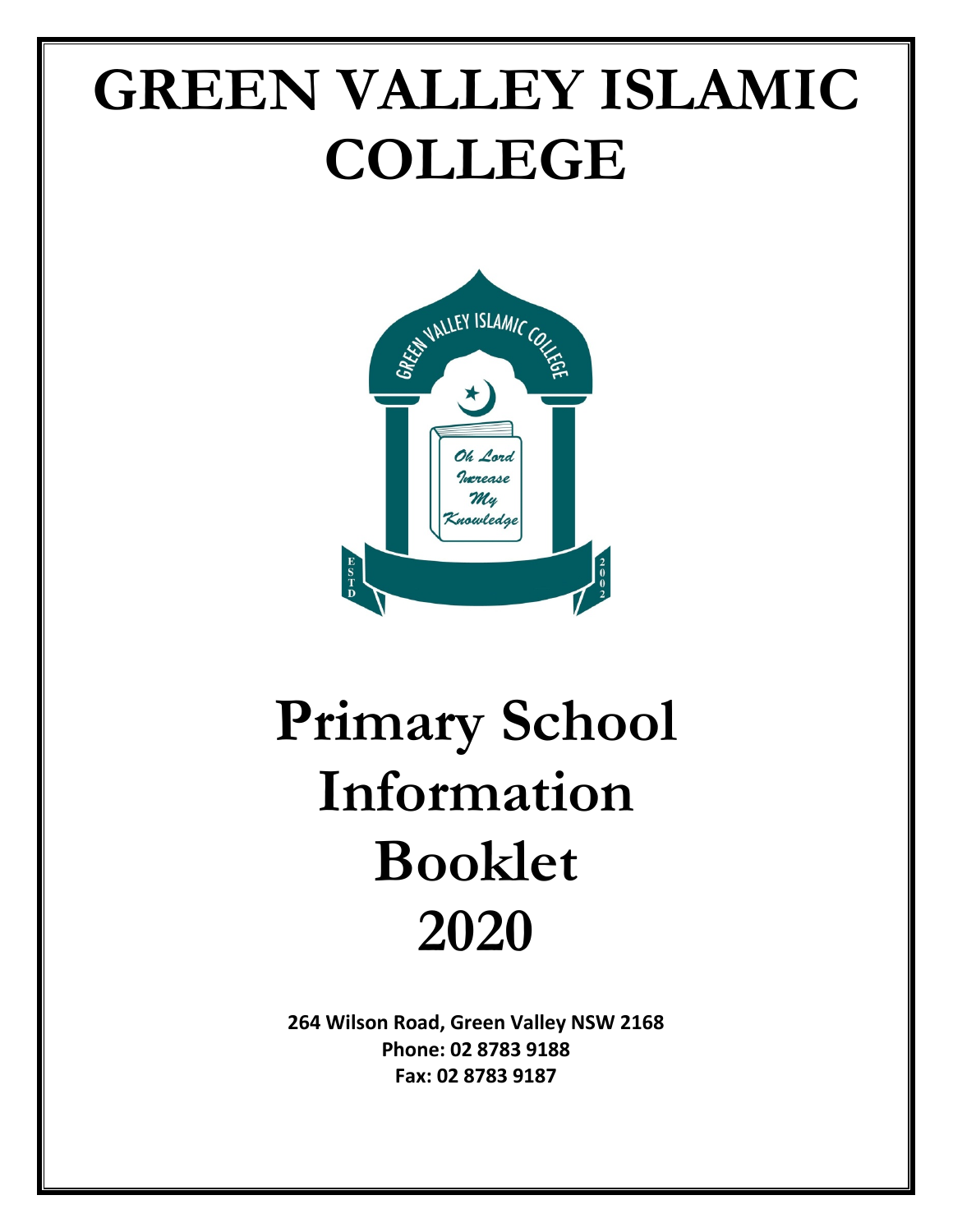# GREEN VALLEY ISLAMIC COLLEGE

# Primary School Information Booklet 2020

**264 Wilson Road, Green Valley NSW 2168**
**Phone: 02 8783 9188**
**Fax: 02 8783 9187**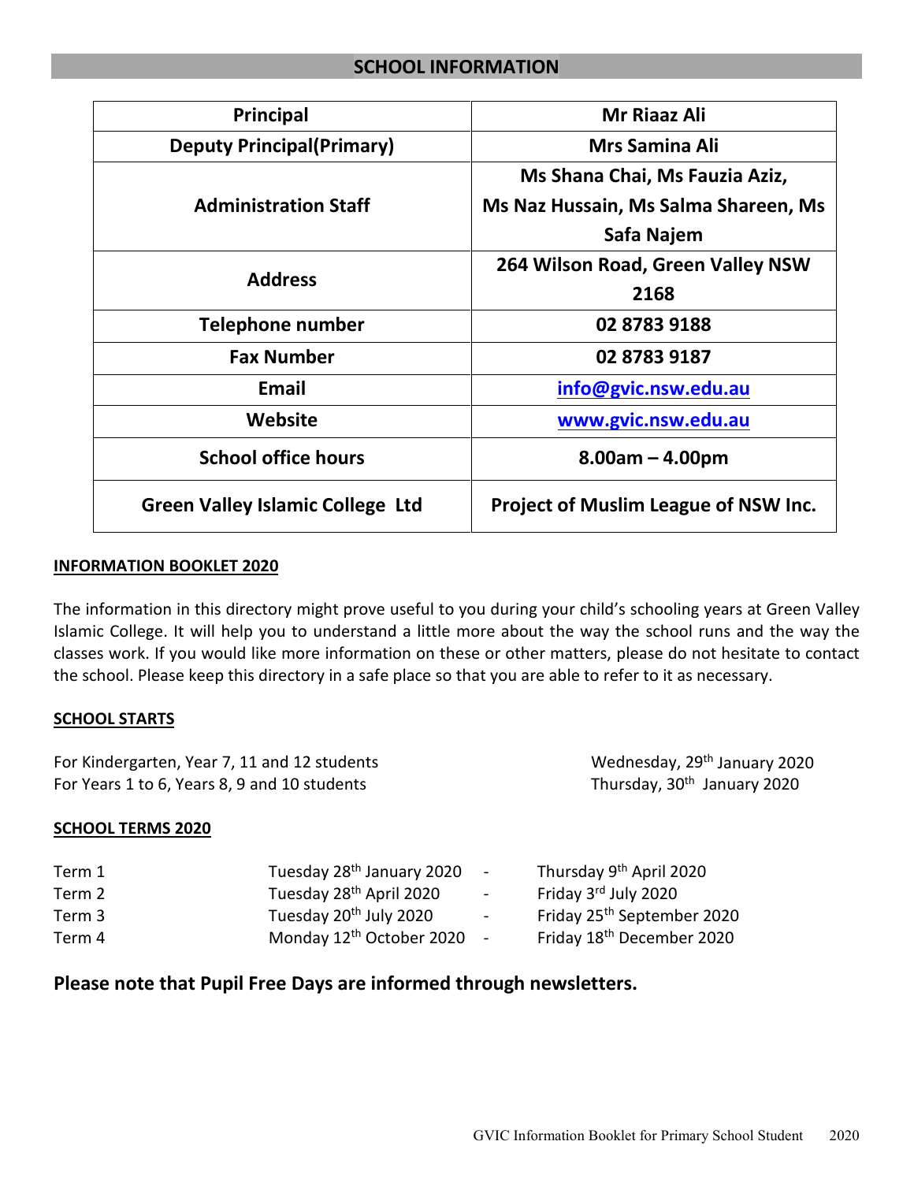## SCHOOL INFORMATION

| Principal | Mr Riaaz Ali |
|---|---|
| Deputy Principal(Primary) | Mrs Samina Ali |
| Administration Staff | Ms Shana Chai, Ms Fauzia Aziz, Ms Naz Hussain, Ms Salma Shareen, Ms Safa Najem |
| Address | 264 Wilson Road, Green Valley NSW 2168 |
| Telephone number | 02 8783 9188 |
| Fax Number | 02 8783 9187 |
| Email | info@gvic.nsw.edu.au |
| Website | www.gvic.nsw.edu.au |
| School office hours | 8.00am – 4.00pm |
| Green Valley Islamic College Ltd | Project of Muslim League of NSW Inc. |

### INFORMATION BOOKLET 2020

The information in this directory might prove useful to you during your child's schooling years at Green Valley Islamic College. It will help you to understand a little more about the way the school runs and the way the classes work. If you would like more information on these or other matters, please do not hesitate to contact the school. Please keep this directory in a safe place so that you are able to refer to it as necessary.

### SCHOOL STARTS

| | |
|---|---|
| For Kindergarten, Year 7, 11 and 12 students | Wednesday, 29th January 2020 |
| For Years 1 to 6, Years 8, 9 and 10 students | Thursday, 30th January 2020 |

### SCHOOL TERMS 2020

| | | | |
|---|---|---|---|
| Term 1 | Tuesday 28th January 2020 | - | Thursday 9th April 2020 |
| Term 2 | Tuesday 28th April 2020 | - | Friday 3rd July 2020 |
| Term 3 | Tuesday 20th July 2020 | - | Friday 25th September 2020 |
| Term 4 | Monday 12th October 2020 | - | Friday 18th December 2020 |

**Please note that Pupil Free Days are informed through newsletters.**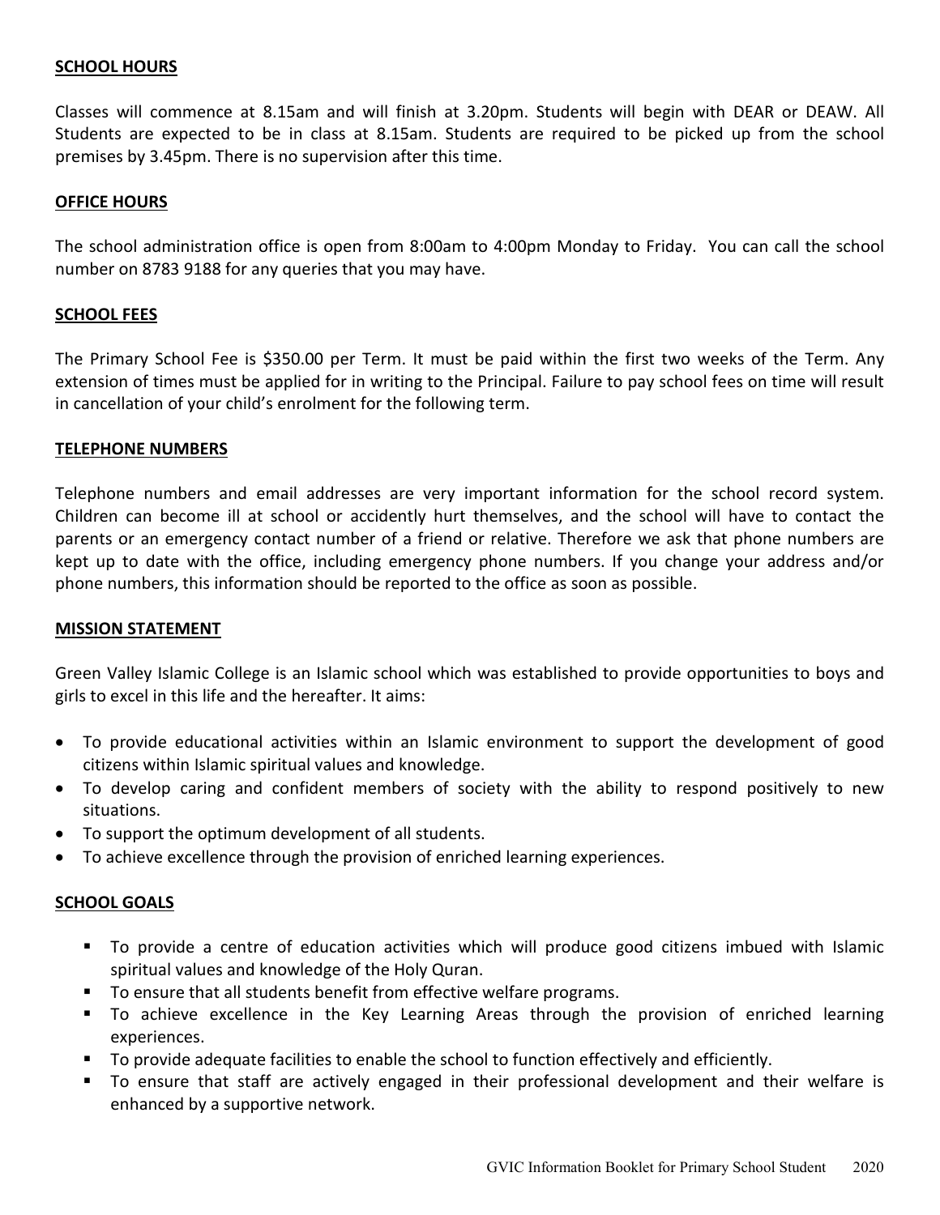## SCHOOL HOURS

Classes will commence at 8.15am and will finish at 3.20pm. Students will begin with DEAR or DEAW. All Students are expected to be in class at 8.15am. Students are required to be picked up from the school premises by 3.45pm. There is no supervision after this time.

## OFFICE HOURS

The school administration office is open from 8:00am to 4:00pm Monday to Friday. You can call the school number on 8783 9188 for any queries that you may have.

## SCHOOL FEES

The Primary School Fee is $350.00 per Term. It must be paid within the first two weeks of the Term. Any extension of times must be applied for in writing to the Principal. Failure to pay school fees on time will result in cancellation of your child's enrolment for the following term.

## TELEPHONE NUMBERS

Telephone numbers and email addresses are very important information for the school record system. Children can become ill at school or accidently hurt themselves, and the school will have to contact the parents or an emergency contact number of a friend or relative. Therefore we ask that phone numbers are kept up to date with the office, including emergency phone numbers. If you change your address and/or phone numbers, this information should be reported to the office as soon as possible.

## MISSION STATEMENT

Green Valley Islamic College is an Islamic school which was established to provide opportunities to boys and girls to excel in this life and the hereafter. It aims:

- To provide educational activities within an Islamic environment to support the development of good citizens within Islamic spiritual values and knowledge.
- To develop caring and confident members of society with the ability to respond positively to new situations.
- To support the optimum development of all students.
- To achieve excellence through the provision of enriched learning experiences.

## SCHOOL GOALS

- To provide a centre of education activities which will produce good citizens imbued with Islamic spiritual values and knowledge of the Holy Quran.
- To ensure that all students benefit from effective welfare programs.
- To achieve excellence in the Key Learning Areas through the provision of enriched learning experiences.
- To provide adequate facilities to enable the school to function effectively and efficiently.
- To ensure that staff are actively engaged in their professional development and their welfare is enhanced by a supportive network.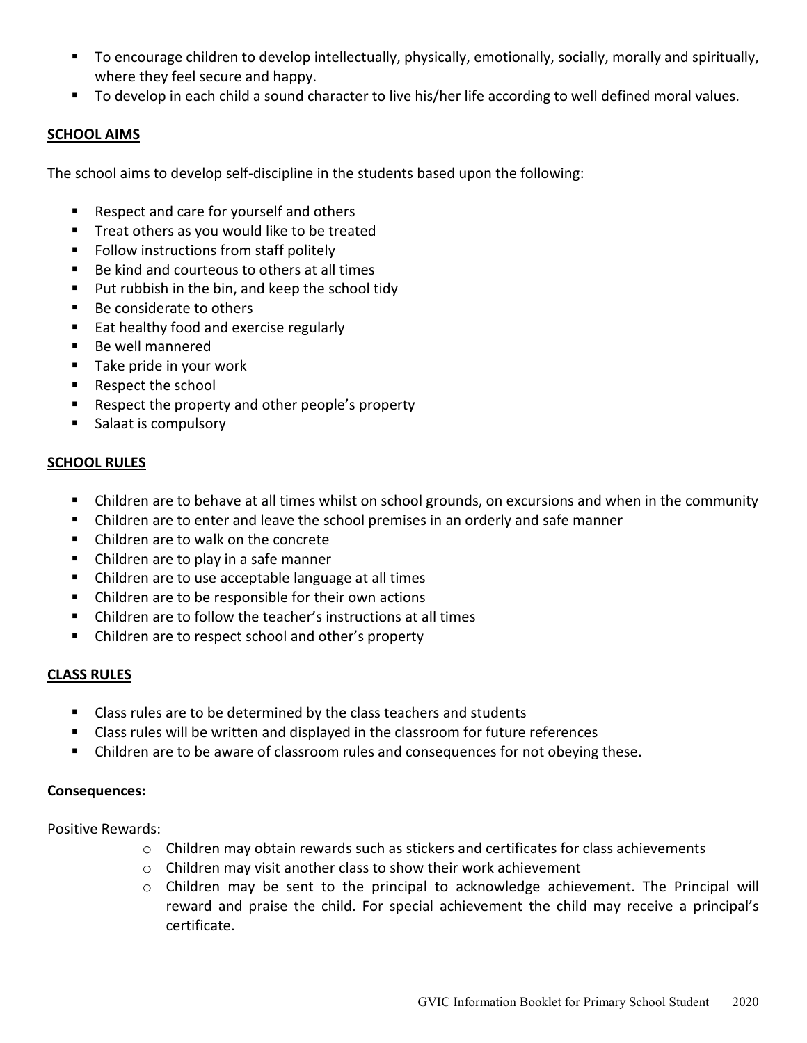- To encourage children to develop intellectually, physically, emotionally, socially, morally and spiritually, where they feel secure and happy.
- To develop in each child a sound character to live his/her life according to well defined moral values.

## SCHOOL AIMS

The school aims to develop self-discipline in the students based upon the following:

- Respect and care for yourself and others
- Treat others as you would like to be treated
- Follow instructions from staff politely
- Be kind and courteous to others at all times
- Put rubbish in the bin, and keep the school tidy
- Be considerate to others
- Eat healthy food and exercise regularly
- Be well mannered
- Take pride in your work
- Respect the school
- Respect the property and other people's property
- Salaat is compulsory

## SCHOOL RULES

- Children are to behave at all times whilst on school grounds, on excursions and when in the community
- Children are to enter and leave the school premises in an orderly and safe manner
- Children are to walk on the concrete
- Children are to play in a safe manner
- Children are to use acceptable language at all times
- Children are to be responsible for their own actions
- Children are to follow the teacher's instructions at all times
- Children are to respect school and other's property

## CLASS RULES

- Class rules are to be determined by the class teachers and students
- Class rules will be written and displayed in the classroom for future references
- Children are to be aware of classroom rules and consequences for not obeying these.

**Consequences:**

Positive Rewards:

- Children may obtain rewards such as stickers and certificates for class achievements
- Children may visit another class to show their work achievement
- Children may be sent to the principal to acknowledge achievement. The Principal will reward and praise the child. For special achievement the child may receive a principal's certificate.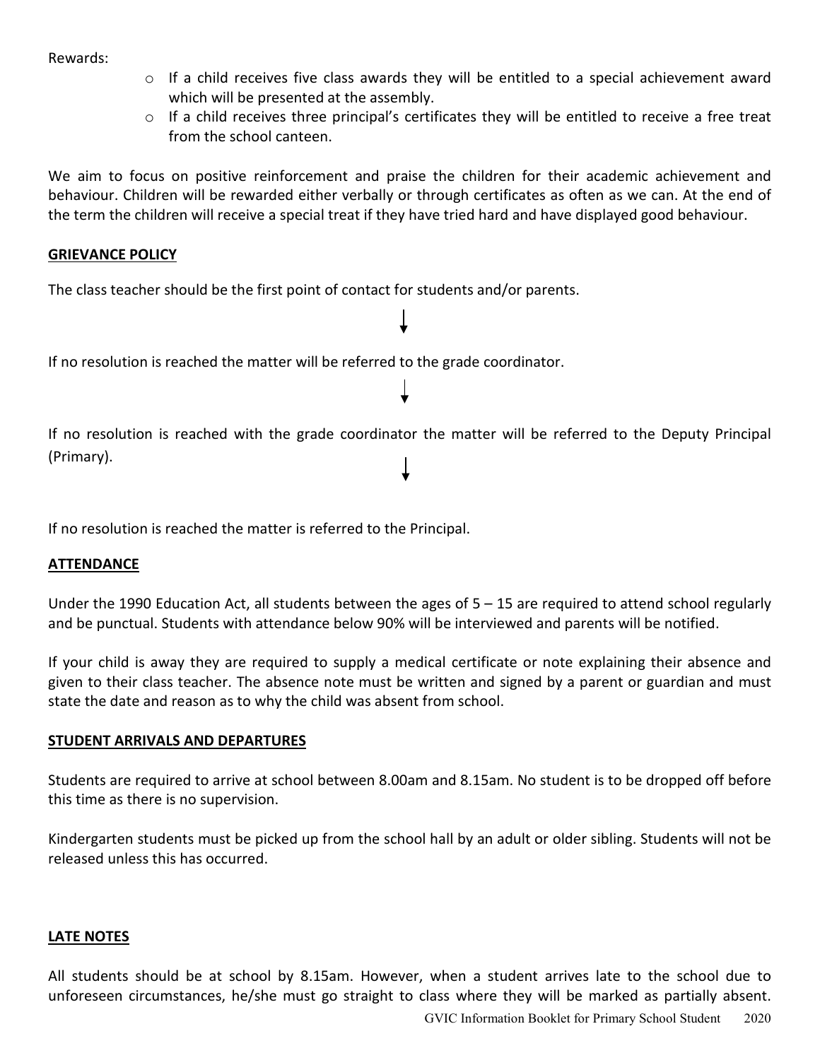Rewards:

- If a child receives five class awards they will be entitled to a special achievement award which will be presented at the assembly.
- If a child receives three principal's certificates they will be entitled to receive a free treat from the school canteen.

We aim to focus on positive reinforcement and praise the children for their academic achievement and behaviour. Children will be rewarded either verbally or through certificates as often as we can. At the end of the term the children will receive a special treat if they have tried hard and have displayed good behaviour.

## GRIEVANCE POLICY

The class teacher should be the first point of contact for students and/or parents.

↓

If no resolution is reached the matter will be referred to the grade coordinator.

↓

If no resolution is reached with the grade coordinator the matter will be referred to the Deputy Principal (Primary).

↓

If no resolution is reached the matter is referred to the Principal.

## ATTENDANCE

Under the 1990 Education Act, all students between the ages of 5 – 15 are required to attend school regularly and be punctual. Students with attendance below 90% will be interviewed and parents will be notified.

If your child is away they are required to supply a medical certificate or note explaining their absence and given to their class teacher. The absence note must be written and signed by a parent or guardian and must state the date and reason as to why the child was absent from school.

## STUDENT ARRIVALS AND DEPARTURES

Students are required to arrive at school between 8.00am and 8.15am. No student is to be dropped off before this time as there is no supervision.

Kindergarten students must be picked up from the school hall by an adult or older sibling. Students will not be released unless this has occurred.

## LATE NOTES

All students should be at school by 8.15am. However, when a student arrives late to the school due to unforeseen circumstances, he/she must go straight to class where they will be marked as partially absent.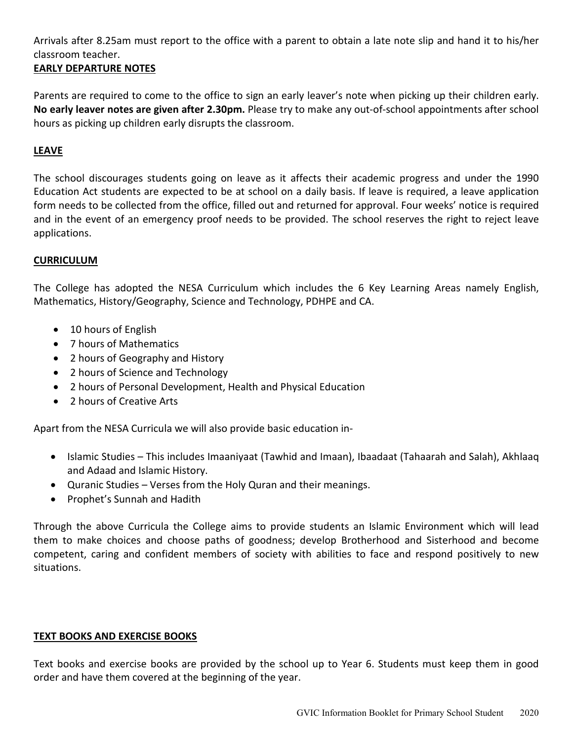Arrivals after 8.25am must report to the office with a parent to obtain a late note slip and hand it to his/her classroom teacher.

## EARLY DEPARTURE NOTES

Parents are required to come to the office to sign an early leaver's note when picking up their children early. **No early leaver notes are given after 2.30pm.** Please try to make any out-of-school appointments after school hours as picking up children early disrupts the classroom.

## LEAVE

The school discourages students going on leave as it affects their academic progress and under the 1990 Education Act students are expected to be at school on a daily basis. If leave is required, a leave application form needs to be collected from the office, filled out and returned for approval. Four weeks' notice is required and in the event of an emergency proof needs to be provided. The school reserves the right to reject leave applications.

## CURRICULUM

The College has adopted the NESA Curriculum which includes the 6 Key Learning Areas namely English, Mathematics, History/Geography, Science and Technology, PDHPE and CA.

- 10 hours of English
- 7 hours of Mathematics
- 2 hours of Geography and History
- 2 hours of Science and Technology
- 2 hours of Personal Development, Health and Physical Education
- 2 hours of Creative Arts

Apart from the NESA Curricula we will also provide basic education in-

- Islamic Studies – This includes Imaaniyaat (Tawhid and Imaan), Ibaadaat (Tahaarah and Salah), Akhlaaq and Adaad and Islamic History.
- Quranic Studies – Verses from the Holy Quran and their meanings.
- Prophet's Sunnah and Hadith

Through the above Curricula the College aims to provide students an Islamic Environment which will lead them to make choices and choose paths of goodness; develop Brotherhood and Sisterhood and become competent, caring and confident members of society with abilities to face and respond positively to new situations.

## TEXT BOOKS AND EXERCISE BOOKS

Text books and exercise books are provided by the school up to Year 6. Students must keep them in good order and have them covered at the beginning of the year.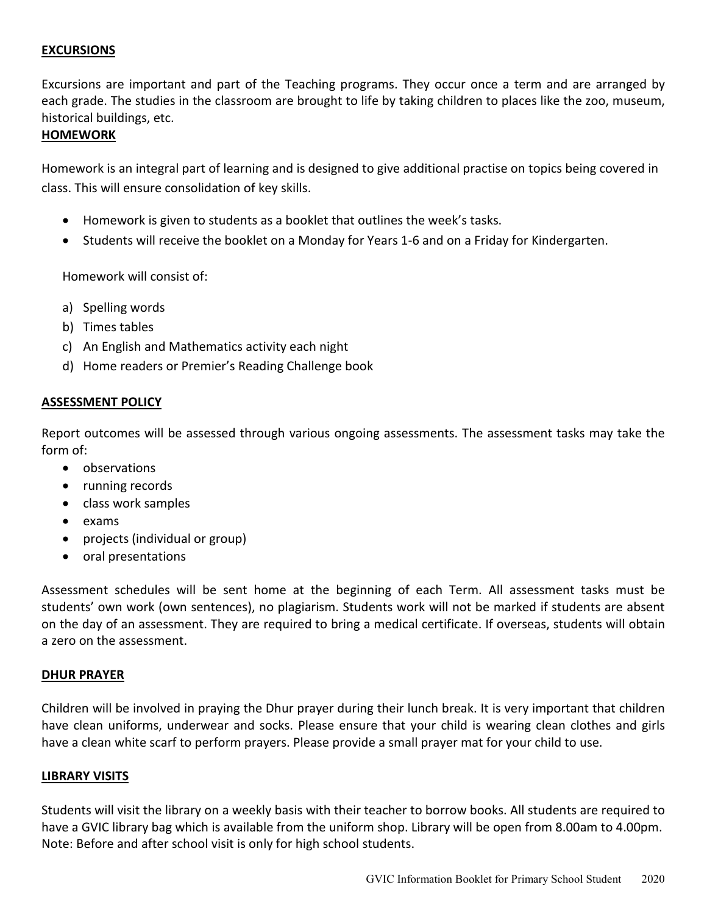## EXCURSIONS

Excursions are important and part of the Teaching programs. They occur once a term and are arranged by each grade. The studies in the classroom are brought to life by taking children to places like the zoo, museum, historical buildings, etc.

## HOMEWORK

Homework is an integral part of learning and is designed to give additional practise on topics being covered in class. This will ensure consolidation of key skills.

- Homework is given to students as a booklet that outlines the week's tasks.
- Students will receive the booklet on a Monday for Years 1-6 and on a Friday for Kindergarten.

Homework will consist of:

a) Spelling words
b) Times tables
c) An English and Mathematics activity each night
d) Home readers or Premier's Reading Challenge book

## ASSESSMENT POLICY

Report outcomes will be assessed through various ongoing assessments. The assessment tasks may take the form of:

- observations
- running records
- class work samples
- exams
- projects (individual or group)
- oral presentations

Assessment schedules will be sent home at the beginning of each Term. All assessment tasks must be students' own work (own sentences), no plagiarism. Students work will not be marked if students are absent on the day of an assessment. They are required to bring a medical certificate. If overseas, students will obtain a zero on the assessment.

## DHUR PRAYER

Children will be involved in praying the Dhur prayer during their lunch break. It is very important that children have clean uniforms, underwear and socks. Please ensure that your child is wearing clean clothes and girls have a clean white scarf to perform prayers. Please provide a small prayer mat for your child to use.

## LIBRARY VISITS

Students will visit the library on a weekly basis with their teacher to borrow books. All students are required to have a GVIC library bag which is available from the uniform shop. Library will be open from 8.00am to 4.00pm. Note: Before and after school visit is only for high school students.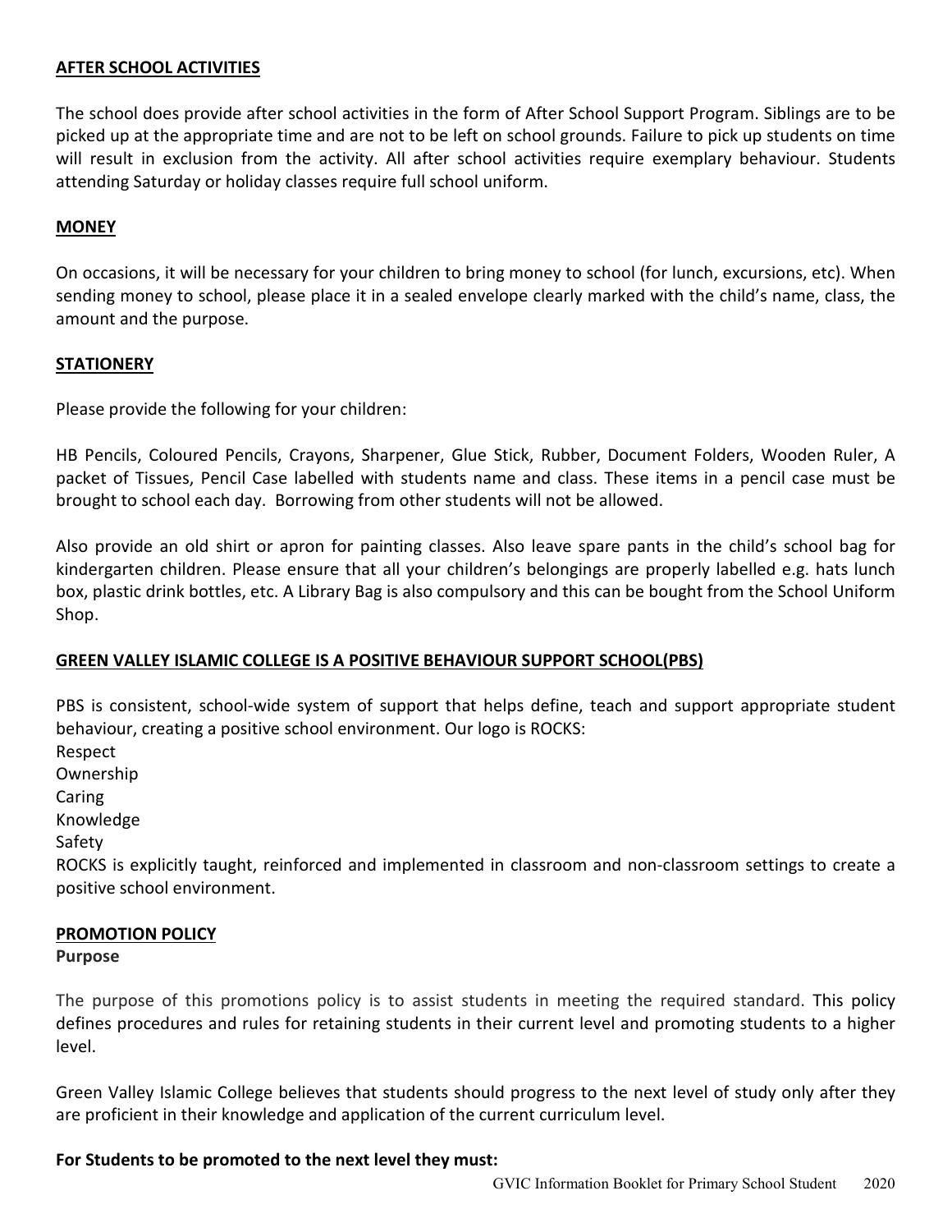## AFTER SCHOOL ACTIVITIES

The school does provide after school activities in the form of After School Support Program. Siblings are to be picked up at the appropriate time and are not to be left on school grounds. Failure to pick up students on time will result in exclusion from the activity. All after school activities require exemplary behaviour. Students attending Saturday or holiday classes require full school uniform.

## MONEY

On occasions, it will be necessary for your children to bring money to school (for lunch, excursions, etc). When sending money to school, please place it in a sealed envelope clearly marked with the child's name, class, the amount and the purpose.

## STATIONERY

Please provide the following for your children:

HB Pencils, Coloured Pencils, Crayons, Sharpener, Glue Stick, Rubber, Document Folders, Wooden Ruler, A packet of Tissues, Pencil Case labelled with students name and class. These items in a pencil case must be brought to school each day. Borrowing from other students will not be allowed.

Also provide an old shirt or apron for painting classes. Also leave spare pants in the child's school bag for kindergarten children. Please ensure that all your children's belongings are properly labelled e.g. hats lunch box, plastic drink bottles, etc. A Library Bag is also compulsory and this can be bought from the School Uniform Shop.

## GREEN VALLEY ISLAMIC COLLEGE IS A POSITIVE BEHAVIOUR SUPPORT SCHOOL(PBS)

PBS is consistent, school-wide system of support that helps define, teach and support appropriate student behaviour, creating a positive school environment. Our logo is ROCKS:

Respect
Ownership
Caring
Knowledge
Safety

ROCKS is explicitly taught, reinforced and implemented in classroom and non-classroom settings to create a positive school environment.

## PROMOTION POLICY

**Purpose**

The purpose of this promotions policy is to assist students in meeting the required standard. This policy defines procedures and rules for retaining students in their current level and promoting students to a higher level.

Green Valley Islamic College believes that students should progress to the next level of study only after they are proficient in their knowledge and application of the current curriculum level.

**For Students to be promoted to the next level they must:**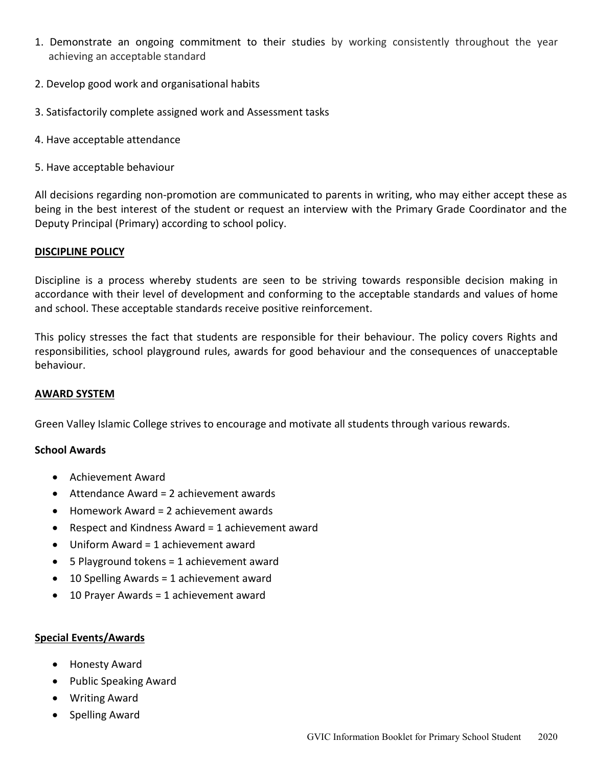1. Demonstrate an ongoing commitment to their studies by working consistently throughout the year achieving an acceptable standard

2. Develop good work and organisational habits

3. Satisfactorily complete assigned work and Assessment tasks

4. Have acceptable attendance

5. Have acceptable behaviour

All decisions regarding non-promotion are communicated to parents in writing, who may either accept these as being in the best interest of the student or request an interview with the Primary Grade Coordinator and the Deputy Principal (Primary) according to school policy.

## DISCIPLINE POLICY

Discipline is a process whereby students are seen to be striving towards responsible decision making in accordance with their level of development and conforming to the acceptable standards and values of home and school. These acceptable standards receive positive reinforcement.

This policy stresses the fact that students are responsible for their behaviour. The policy covers Rights and responsibilities, school playground rules, awards for good behaviour and the consequences of unacceptable behaviour.

## AWARD SYSTEM

Green Valley Islamic College strives to encourage and motivate all students through various rewards.

### School Awards

- Achievement Award
- Attendance Award = 2 achievement awards
- Homework Award = 2 achievement awards
- Respect and Kindness Award = 1 achievement award
- Uniform Award = 1 achievement award
- 5 Playground tokens = 1 achievement award
- 10 Spelling Awards = 1 achievement award
- 10 Prayer Awards = 1 achievement award

### Special Events/Awards

- Honesty Award
- Public Speaking Award
- Writing Award
- Spelling Award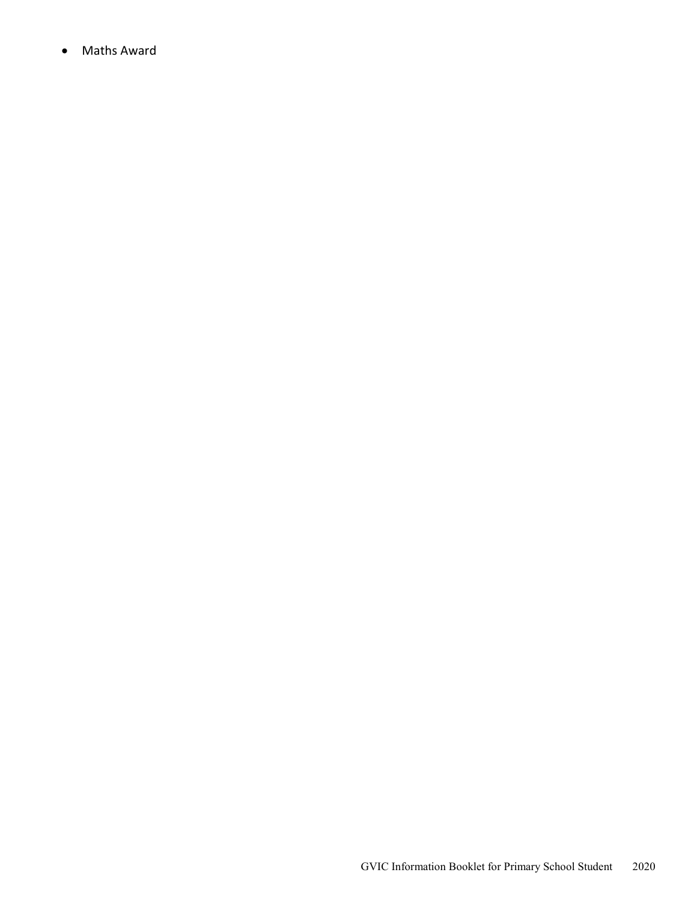- Maths Award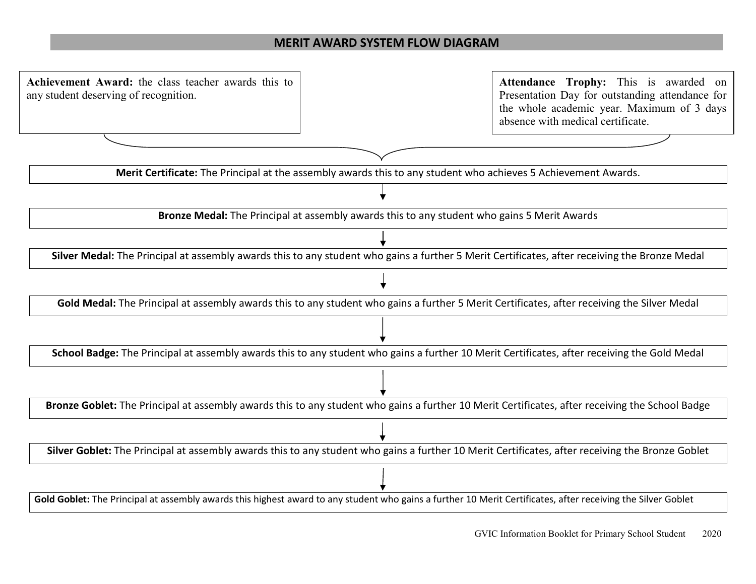## MERIT AWARD SYSTEM FLOW DIAGRAM

**Achievement Award:** the class teacher awards this to any student deserving of recognition.

**Attendance Trophy:** This is awarded on Presentation Day for outstanding attendance for the whole academic year. Maximum of 3 days absence with medical certificate.

**Merit Certificate:** The Principal at the assembly awards this to any student who achieves 5 Achievement Awards.

↓

**Bronze Medal:** The Principal at assembly awards this to any student who gains 5 Merit Awards

↓

**Silver Medal:** The Principal at assembly awards this to any student who gains a further 5 Merit Certificates, after receiving the Bronze Medal

↓

**Gold Medal:** The Principal at assembly awards this to any student who gains a further 5 Merit Certificates, after receiving the Silver Medal

↓

**School Badge:** The Principal at assembly awards this to any student who gains a further 10 Merit Certificates, after receiving the Gold Medal

↓

**Bronze Goblet:** The Principal at assembly awards this to any student who gains a further 10 Merit Certificates, after receiving the School Badge

↓

**Silver Goblet:** The Principal at assembly awards this to any student who gains a further 10 Merit Certificates, after receiving the Bronze Goblet

↓

**Gold Goblet:** The Principal at assembly awards this highest award to any student who gains a further 10 Merit Certificates, after receiving the Silver Goblet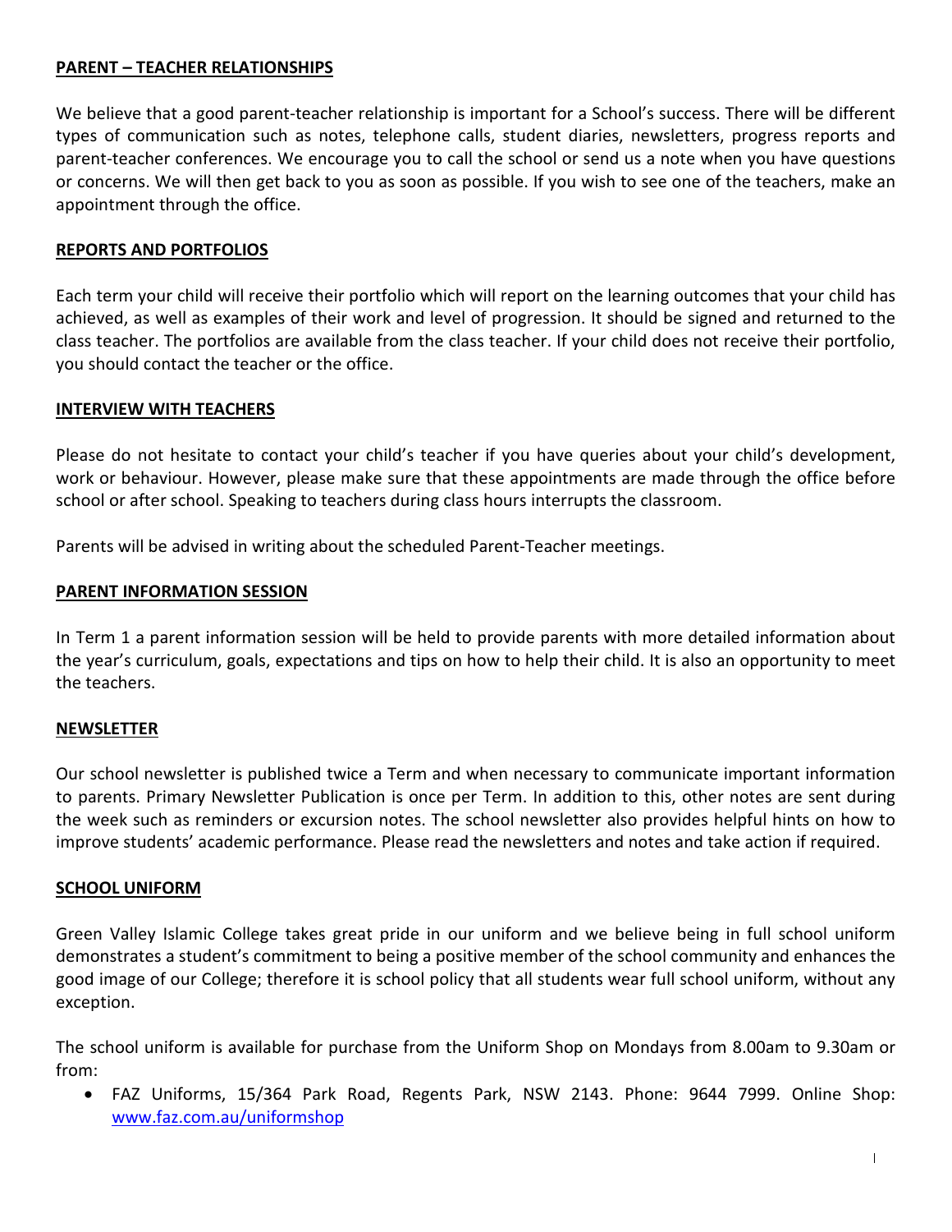## PARENT – TEACHER RELATIONSHIPS

We believe that a good parent-teacher relationship is important for a School's success. There will be different types of communication such as notes, telephone calls, student diaries, newsletters, progress reports and parent-teacher conferences. We encourage you to call the school or send us a note when you have questions or concerns. We will then get back to you as soon as possible. If you wish to see one of the teachers, make an appointment through the office.

## REPORTS AND PORTFOLIOS

Each term your child will receive their portfolio which will report on the learning outcomes that your child has achieved, as well as examples of their work and level of progression. It should be signed and returned to the class teacher. The portfolios are available from the class teacher. If your child does not receive their portfolio, you should contact the teacher or the office.

## INTERVIEW WITH TEACHERS

Please do not hesitate to contact your child's teacher if you have queries about your child's development, work or behaviour. However, please make sure that these appointments are made through the office before school or after school. Speaking to teachers during class hours interrupts the classroom.

Parents will be advised in writing about the scheduled Parent-Teacher meetings.

## PARENT INFORMATION SESSION

In Term 1 a parent information session will be held to provide parents with more detailed information about the year's curriculum, goals, expectations and tips on how to help their child. It is also an opportunity to meet the teachers.

## NEWSLETTER

Our school newsletter is published twice a Term and when necessary to communicate important information to parents. Primary Newsletter Publication is once per Term. In addition to this, other notes are sent during the week such as reminders or excursion notes. The school newsletter also provides helpful hints on how to improve students' academic performance. Please read the newsletters and notes and take action if required.

## SCHOOL UNIFORM

Green Valley Islamic College takes great pride in our uniform and we believe being in full school uniform demonstrates a student's commitment to being a positive member of the school community and enhances the good image of our College; therefore it is school policy that all students wear full school uniform, without any exception.

The school uniform is available for purchase from the Uniform Shop on Mondays from 8.00am to 9.30am or from:

- FAZ Uniforms, 15/364 Park Road, Regents Park, NSW 2143. Phone: 9644 7999. Online Shop: [www.faz.com.au/uniformshop](http://www.faz.com.au/uniformshop)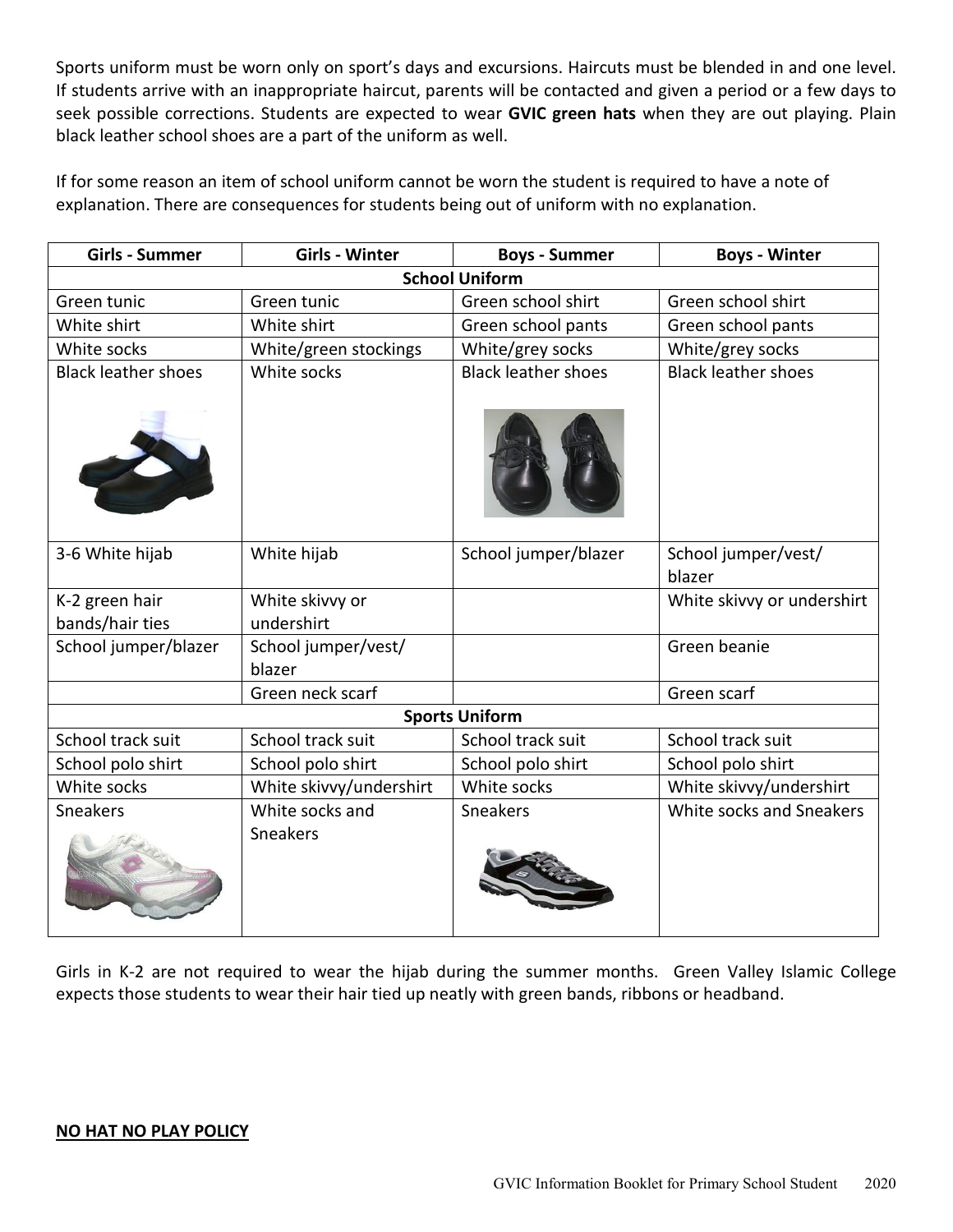Sports uniform must be worn only on sport's days and excursions. Haircuts must be blended in and one level. If students arrive with an inappropriate haircut, parents will be contacted and given a period or a few days to seek possible corrections. Students are expected to wear **GVIC green hats** when they are out playing. Plain black leather school shoes are a part of the uniform as well.

If for some reason an item of school uniform cannot be worn the student is required to have a note of explanation. There are consequences for students being out of uniform with no explanation.

| Girls - Summer | Girls - Winter | Boys - Summer | Boys - Winter |
|---|---|---|---|
| **School Uniform** | | | |
| Green tunic | Green tunic | Green school shirt | Green school shirt |
| White shirt | White shirt | Green school pants | Green school pants |
| White socks | White/green stockings | White/grey socks | White/grey socks |
| Black leather shoes | White socks | Black leather shoes | Black leather shoes |
| 3-6 White hijab | White hijab | School jumper/blazer | School jumper/vest/ blazer |
| K-2 green hair bands/hair ties | White skivvy or undershirt | | White skivvy or undershirt |
| School jumper/blazer | School jumper/vest/ blazer | | Green beanie |
| | Green neck scarf | | Green scarf |
| **Sports Uniform** | | | |
| School track suit | School track suit | School track suit | School track suit |
| School polo shirt | School polo shirt | School polo shirt | School polo shirt |
| White socks | White skivvy/undershirt | White socks | White skivvy/undershirt |
| Sneakers | White socks and Sneakers | Sneakers | White socks and Sneakers |

Girls in K-2 are not required to wear the hijab during the summer months. Green Valley Islamic College expects those students to wear their hair tied up neatly with green bands, ribbons or headband.

**NO HAT NO PLAY POLICY**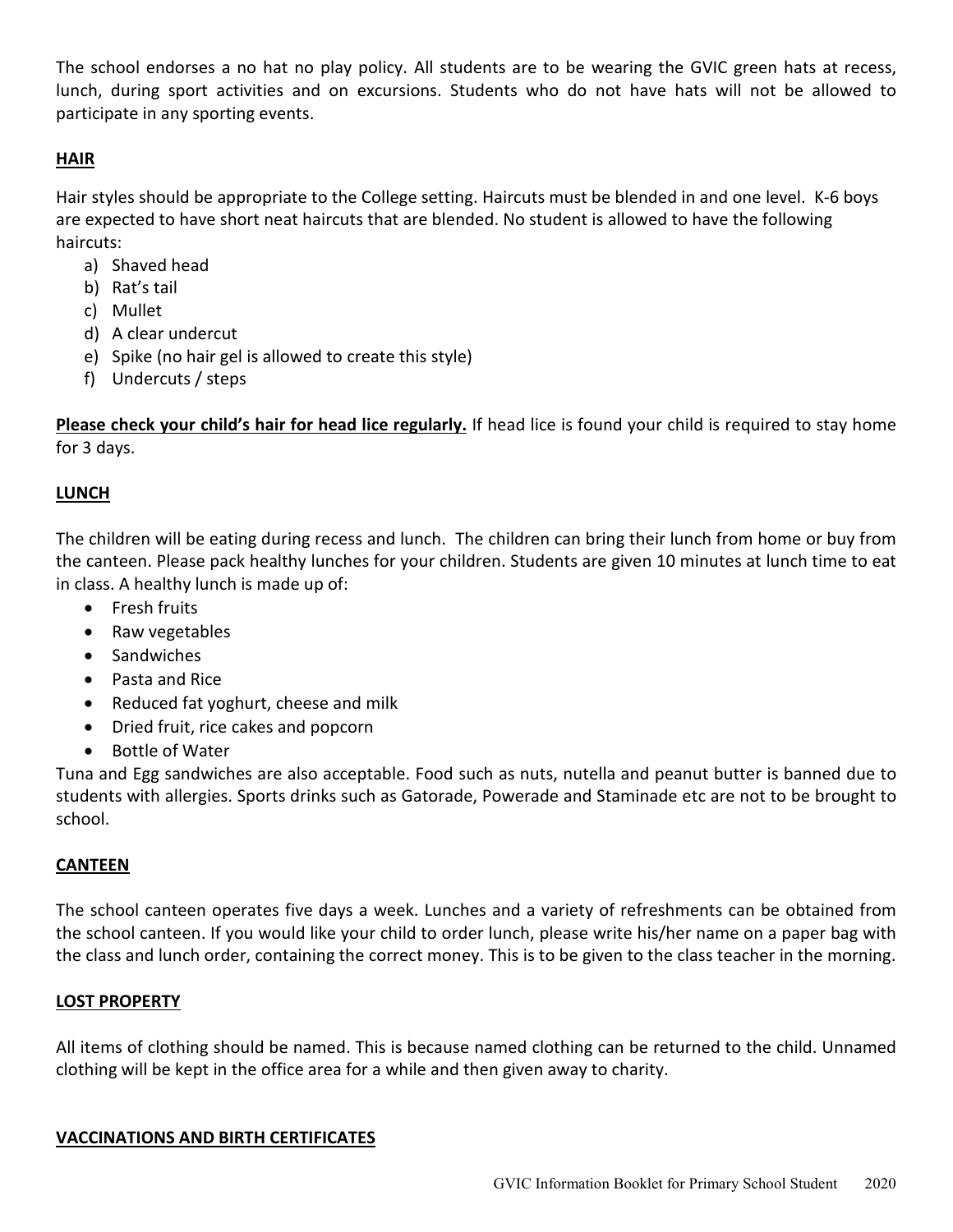The school endorses a no hat no play policy. All students are to be wearing the GVIC green hats at recess, lunch, during sport activities and on excursions. Students who do not have hats will not be allowed to participate in any sporting events.

## HAIR

Hair styles should be appropriate to the College setting. Haircuts must be blended in and one level. K-6 boys are expected to have short neat haircuts that are blended. No student is allowed to have the following haircuts:

a) Shaved head
b) Rat's tail
c) Mullet
d) A clear undercut
e) Spike (no hair gel is allowed to create this style)
f) Undercuts / steps

**Please check your child's hair for head lice regularly.** If head lice is found your child is required to stay home for 3 days.

## LUNCH

The children will be eating during recess and lunch. The children can bring their lunch from home or buy from the canteen. Please pack healthy lunches for your children. Students are given 10 minutes at lunch time to eat in class. A healthy lunch is made up of:

- Fresh fruits
- Raw vegetables
- Sandwiches
- Pasta and Rice
- Reduced fat yoghurt, cheese and milk
- Dried fruit, rice cakes and popcorn
- Bottle of Water

Tuna and Egg sandwiches are also acceptable. Food such as nuts, nutella and peanut butter is banned due to students with allergies. Sports drinks such as Gatorade, Powerade and Staminade etc are not to be brought to school.

## CANTEEN

The school canteen operates five days a week. Lunches and a variety of refreshments can be obtained from the school canteen. If you would like your child to order lunch, please write his/her name on a paper bag with the class and lunch order, containing the correct money. This is to be given to the class teacher in the morning.

## LOST PROPERTY

All items of clothing should be named. This is because named clothing can be returned to the child. Unnamed clothing will be kept in the office area for a while and then given away to charity.

## VACCINATIONS AND BIRTH CERTIFICATES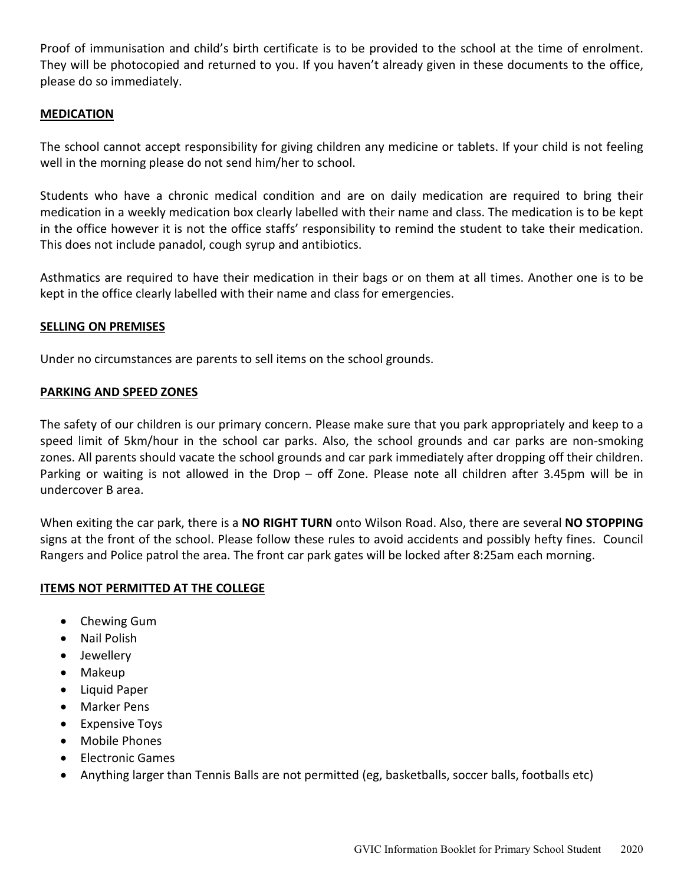Proof of immunisation and child's birth certificate is to be provided to the school at the time of enrolment. They will be photocopied and returned to you. If you haven't already given in these documents to the office, please do so immediately.

## MEDICATION

The school cannot accept responsibility for giving children any medicine or tablets. If your child is not feeling well in the morning please do not send him/her to school.

Students who have a chronic medical condition and are on daily medication are required to bring their medication in a weekly medication box clearly labelled with their name and class. The medication is to be kept in the office however it is not the office staffs' responsibility to remind the student to take their medication. This does not include panadol, cough syrup and antibiotics.

Asthmatics are required to have their medication in their bags or on them at all times. Another one is to be kept in the office clearly labelled with their name and class for emergencies.

## SELLING ON PREMISES

Under no circumstances are parents to sell items on the school grounds.

## PARKING AND SPEED ZONES

The safety of our children is our primary concern. Please make sure that you park appropriately and keep to a speed limit of 5km/hour in the school car parks. Also, the school grounds and car parks are non-smoking zones. All parents should vacate the school grounds and car park immediately after dropping off their children. Parking or waiting is not allowed in the Drop – off Zone. Please note all children after 3.45pm will be in undercover B area.

When exiting the car park, there is a **NO RIGHT TURN** onto Wilson Road. Also, there are several **NO STOPPING** signs at the front of the school. Please follow these rules to avoid accidents and possibly hefty fines. Council Rangers and Police patrol the area. The front car park gates will be locked after 8:25am each morning.

## ITEMS NOT PERMITTED AT THE COLLEGE

- Chewing Gum
- Nail Polish
- Jewellery
- Makeup
- Liquid Paper
- Marker Pens
- Expensive Toys
- Mobile Phones
- Electronic Games
- Anything larger than Tennis Balls are not permitted (eg, basketballs, soccer balls, footballs etc)